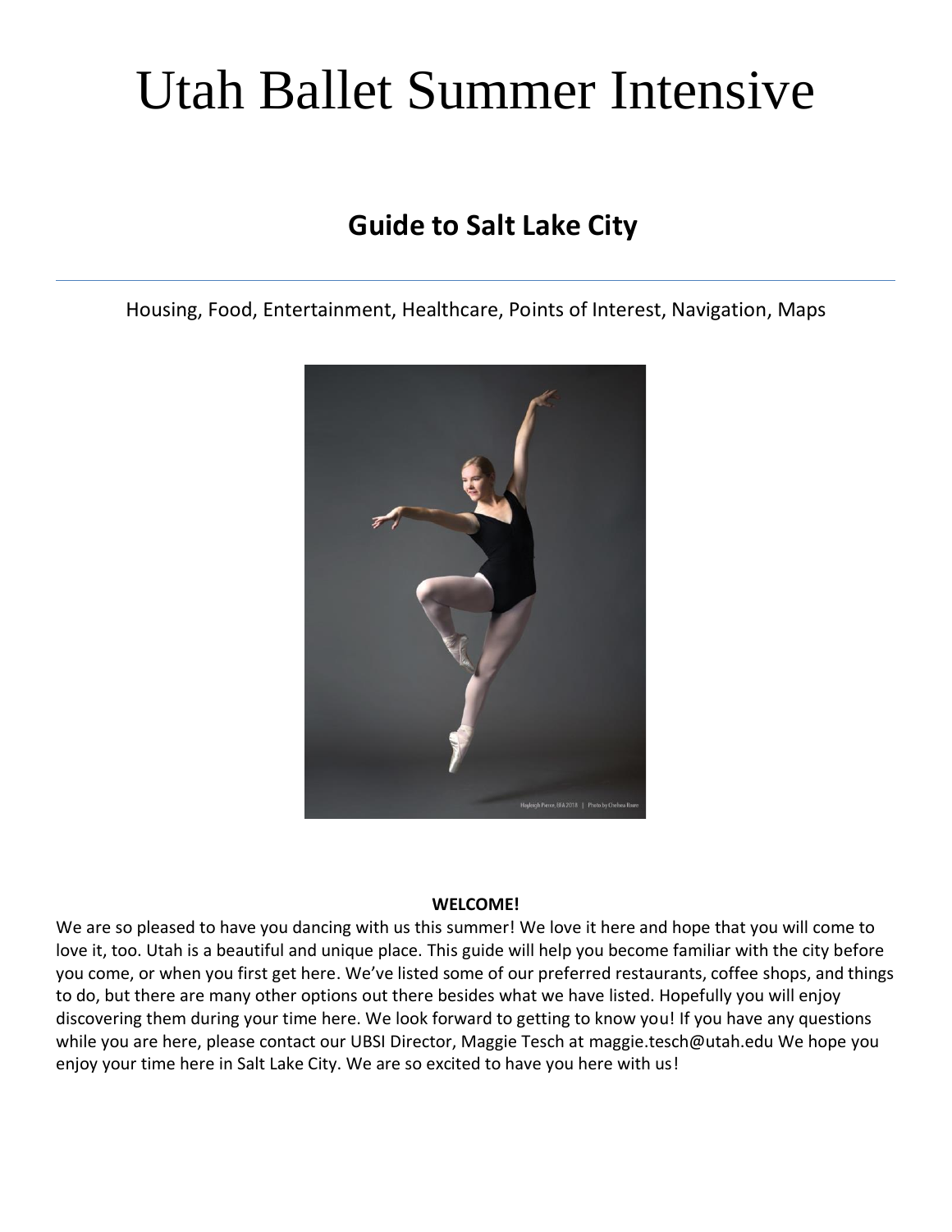# Utah Ballet Summer Intensive

## Guide to Salt Lake City

---

Housing, Food, Entertainment, Healthcare, Points of Interest, Navigation, Maps

Hayleigh Pierce, BFA 2018 | Photo by Chelsea Rowe

**WELCOME!**

We are so pleased to have you dancing with us this summer! We love it here and hope that you will come to love it, too. Utah is a beautiful and unique place. This guide will help you become familiar with the city before you come, or when you first get here. We've listed some of our preferred restaurants, coffee shops, and things to do, but there are many other options out there besides what we have listed. Hopefully you will enjoy discovering them during your time here. We look forward to getting to know you! If you have any questions while you are here, please contact our UBSI Director, Maggie Tesch at maggie.tesch@utah.edu We hope you enjoy your time here in Salt Lake City. We are so excited to have you here with us!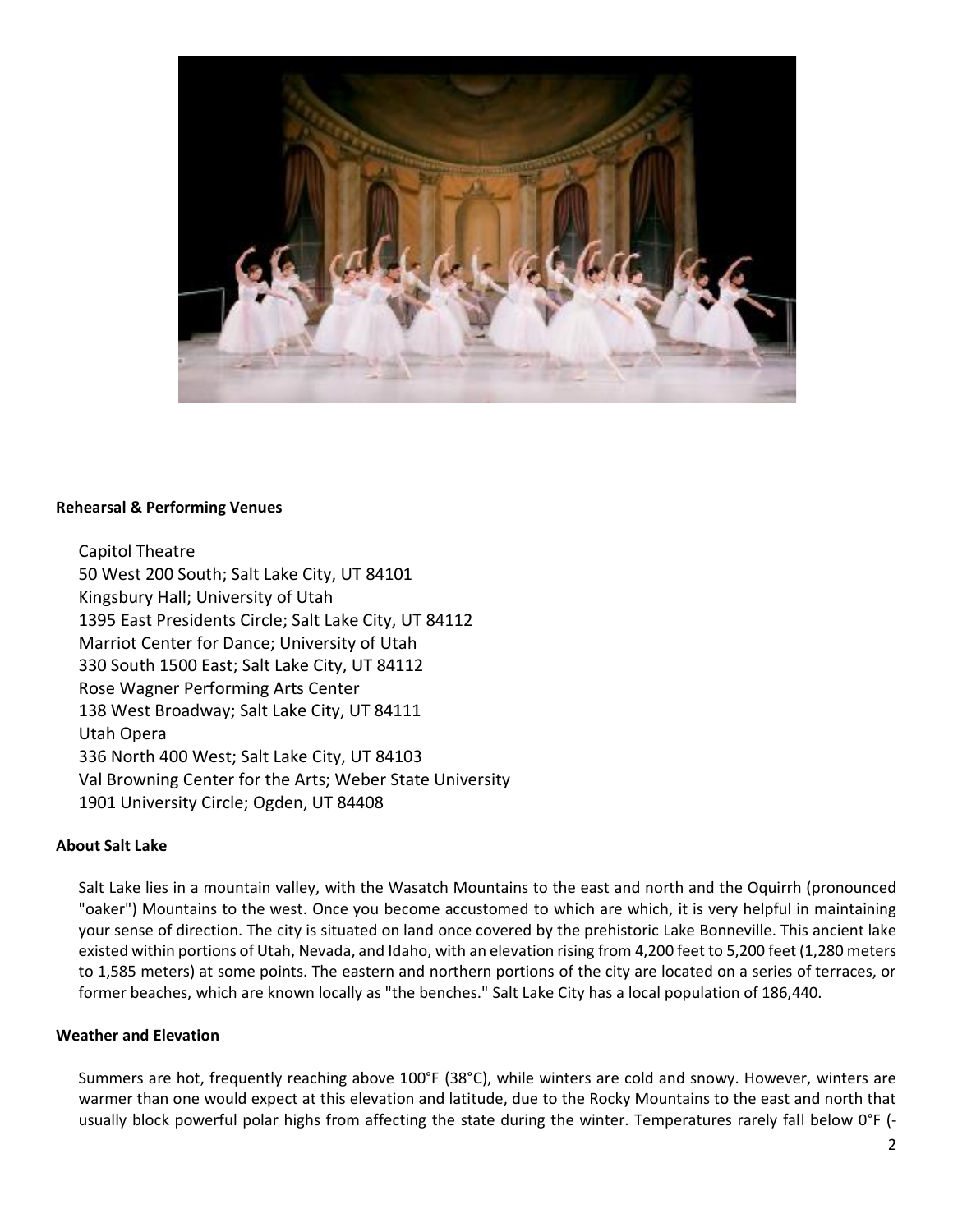**Rehearsal & Performing Venues**

Capitol Theatre
50 West 200 South; Salt Lake City, UT 84101
Kingsbury Hall; University of Utah
1395 East Presidents Circle; Salt Lake City, UT 84112
Marriot Center for Dance; University of Utah
330 South 1500 East; Salt Lake City, UT 84112
Rose Wagner Performing Arts Center
138 West Broadway; Salt Lake City, UT 84111
Utah Opera
336 North 400 West; Salt Lake City, UT 84103
Val Browning Center for the Arts; Weber State University
1901 University Circle; Ogden, UT 84408

**About Salt Lake**

Salt Lake lies in a mountain valley, with the Wasatch Mountains to the east and north and the Oquirrh (pronounced "oaker") Mountains to the west. Once you become accustomed to which are which, it is very helpful in maintaining your sense of direction. The city is situated on land once covered by the prehistoric Lake Bonneville. This ancient lake existed within portions of Utah, Nevada, and Idaho, with an elevation rising from 4,200 feet to 5,200 feet (1,280 meters to 1,585 meters) at some points. The eastern and northern portions of the city are located on a series of terraces, or former beaches, which are known locally as "the benches." Salt Lake City has a local population of 186,440.

**Weather and Elevation**

Summers are hot, frequently reaching above 100°F (38°C), while winters are cold and snowy. However, winters are warmer than one would expect at this elevation and latitude, due to the Rocky Mountains to the east and north that usually block powerful polar highs from affecting the state during the winter. Temperatures rarely fall below 0°F (-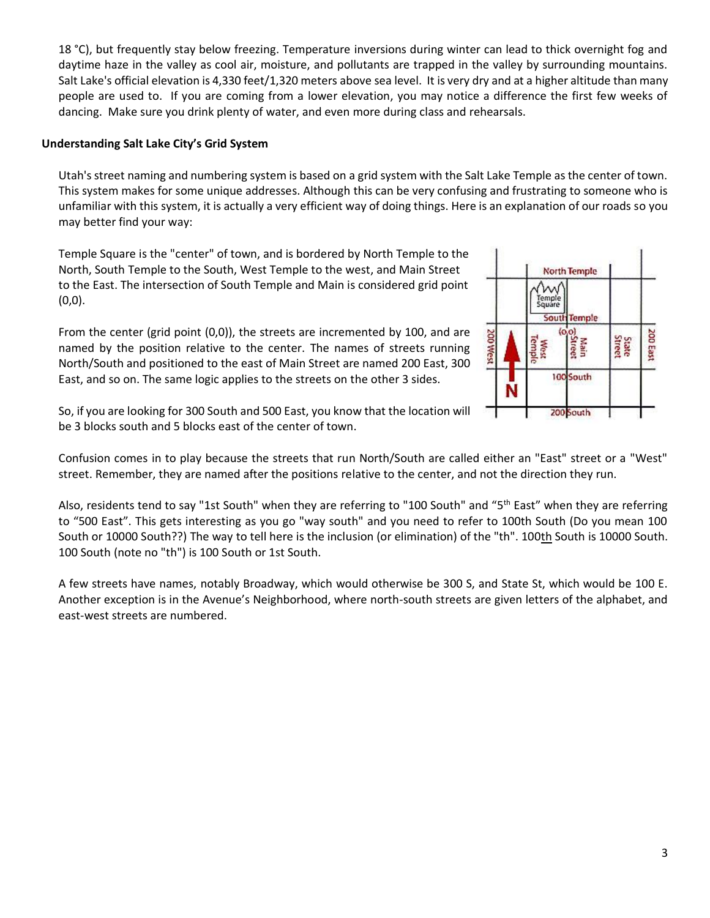18 °C), but frequently stay below freezing. Temperature inversions during winter can lead to thick overnight fog and daytime haze in the valley as cool air, moisture, and pollutants are trapped in the valley by surrounding mountains. Salt Lake's official elevation is 4,330 feet/1,320 meters above sea level. It is very dry and at a higher altitude than many people are used to. If you are coming from a lower elevation, you may notice a difference the first few weeks of dancing. Make sure you drink plenty of water, and even more during class and rehearsals.

**Understanding Salt Lake City's Grid System**

Utah's street naming and numbering system is based on a grid system with the Salt Lake Temple as the center of town. This system makes for some unique addresses. Although this can be very confusing and frustrating to someone who is unfamiliar with this system, it is actually a very efficient way of doing things. Here is an explanation of our roads so you may better find your way:

Temple Square is the "center" of town, and is bordered by North Temple to the North, South Temple to the South, West Temple to the west, and Main Street to the East. The intersection of South Temple and Main is considered grid point (0,0).

From the center (grid point (0,0)), the streets are incremented by 100, and are named by the position relative to the center. The names of streets running North/South and positioned to the east of Main Street are named 200 East, 300 East, and so on. The same logic applies to the streets on the other 3 sides.

So, if you are looking for 300 South and 500 East, you know that the location will be 3 blocks south and 5 blocks east of the center of town.

Confusion comes in to play because the streets that run North/South are called either an "East" street or a "West" street. Remember, they are named after the positions relative to the center, and not the direction they run.

Also, residents tend to say "1st South" when they are referring to "100 South" and "5th East" when they are referring to "500 East". This gets interesting as you go "way south" and you need to refer to 100th South (Do you mean 100 South or 10000 South??) The way to tell here is the inclusion (or elimination) of the "th". 100th South is 10000 South. 100 South (note no "th") is 100 South or 1st South.

A few streets have names, notably Broadway, which would otherwise be 300 S, and State St, which would be 100 E. Another exception is in the Avenue's Neighborhood, where north-south streets are given letters of the alphabet, and east-west streets are numbered.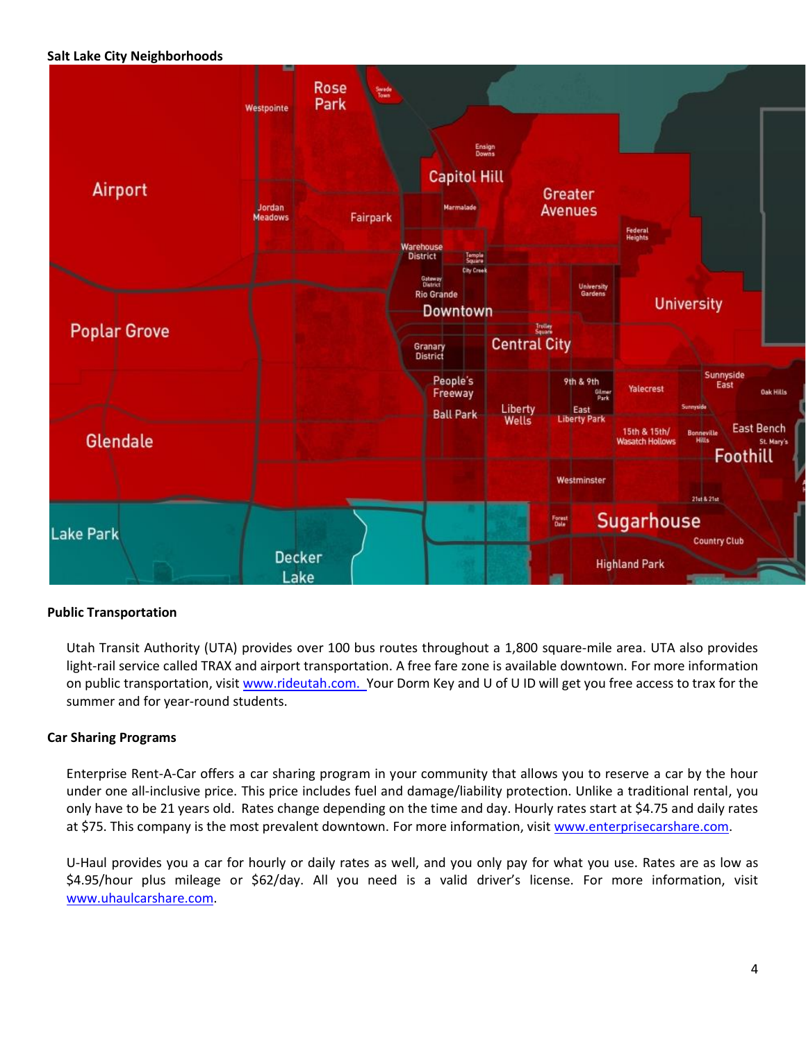**Salt Lake City Neighborhoods**

**Public Transportation**

Utah Transit Authority (UTA) provides over 100 bus routes throughout a 1,800 square-mile area. UTA also provides light-rail service called TRAX and airport transportation. A free fare zone is available downtown. For more information on public transportation, visit [www.rideutah.com.](http://www.rideutah.com) Your Dorm Key and U of U ID will get you free access to trax for the summer and for year-round students.

**Car Sharing Programs**

Enterprise Rent-A-Car offers a car sharing program in your community that allows you to reserve a car by the hour under one all-inclusive price. This price includes fuel and damage/liability protection. Unlike a traditional rental, you only have to be 21 years old. Rates change depending on the time and day. Hourly rates start at $4.75 and daily rates at $75. This company is the most prevalent downtown. For more information, visit [www.enterprisecarshare.com](http://www.enterprisecarshare.com).

U-Haul provides you a car for hourly or daily rates as well, and you only pay for what you use. Rates are as low as $4.95/hour plus mileage or $62/day. All you need is a valid driver's license. For more information, visit [www.uhaulcarshare.com](http://www.uhaulcarshare.com).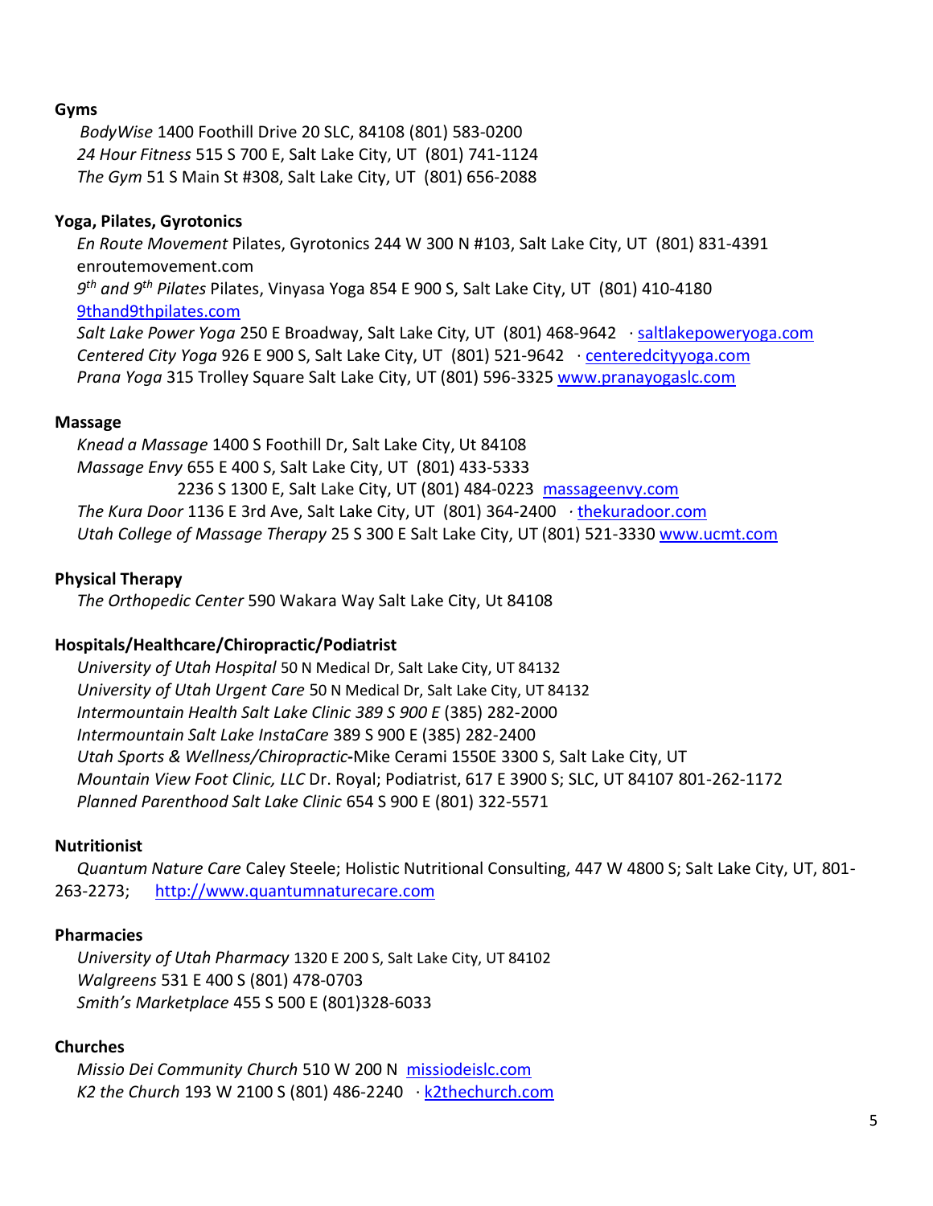**Gyms**

*BodyWise* 1400 Foothill Drive 20 SLC, 84108 (801) 583-0200
*24 Hour Fitness* 515 S 700 E, Salt Lake City, UT (801) 741-1124
*The Gym* 51 S Main St #308, Salt Lake City, UT (801) 656-2088

**Yoga, Pilates, Gyrotonics**

*En Route Movement* Pilates, Gyrotonics 244 W 300 N #103, Salt Lake City, UT (801) 831-4391 enroutemovement.com
*9th and 9th Pilates* Pilates, Vinyasa Yoga 854 E 900 S, Salt Lake City, UT (801) 410-4180 9thand9thpilates.com
*Salt Lake Power Yoga* 250 E Broadway, Salt Lake City, UT (801) 468-9642 · saltlakepoweryoga.com
*Centered City Yoga* 926 E 900 S, Salt Lake City, UT (801) 521-9642 · centeredcityyoga.com
*Prana Yoga* 315 Trolley Square Salt Lake City, UT (801) 596-3325 www.pranayogaslc.com

**Massage**

*Knead a Massage* 1400 S Foothill Dr, Salt Lake City, Ut 84108
*Massage Envy* 655 E 400 S, Salt Lake City, UT (801) 433-5333
2236 S 1300 E, Salt Lake City, UT (801) 484-0223 massageenvy.com
*The Kura Door* 1136 E 3rd Ave, Salt Lake City, UT (801) 364-2400 · thekuradoor.com
*Utah College of Massage Therapy* 25 S 300 E Salt Lake City, UT (801) 521-3330 www.ucmt.com

**Physical Therapy**

*The Orthopedic Center* 590 Wakara Way Salt Lake City, Ut 84108

**Hospitals/Healthcare/Chiropractic/Podiatrist**

*University of Utah Hospital* 50 N Medical Dr, Salt Lake City, UT 84132
*University of Utah Urgent Care* 50 N Medical Dr, Salt Lake City, UT 84132
*Intermountain Health Salt Lake Clinic 389 S 900 E* (385) 282-2000
*Intermountain Salt Lake InstaCare* 389 S 900 E (385) 282-2400
*Utah Sports & Wellness/Chiropractic*-Mike Cerami 1550E 3300 S, Salt Lake City, UT
*Mountain View Foot Clinic, LLC* Dr. Royal; Podiatrist, 617 E 3900 S; SLC, UT 84107 801-262-1172
*Planned Parenthood Salt Lake Clinic* 654 S 900 E (801) 322-5571

**Nutritionist**

*Quantum Nature Care* Caley Steele; Holistic Nutritional Consulting, 447 W 4800 S; Salt Lake City, UT, 801-263-2273; http://www.quantumnaturecare.com

**Pharmacies**

*University of Utah Pharmacy* 1320 E 200 S, Salt Lake City, UT 84102
*Walgreens* 531 E 400 S (801) 478-0703
*Smith's Marketplace* 455 S 500 E (801)328-6033

**Churches**

*Missio Dei Community Church* 510 W 200 N missiodeislc.com
*K2 the Church* 193 W 2100 S (801) 486-2240 · k2thechurch.com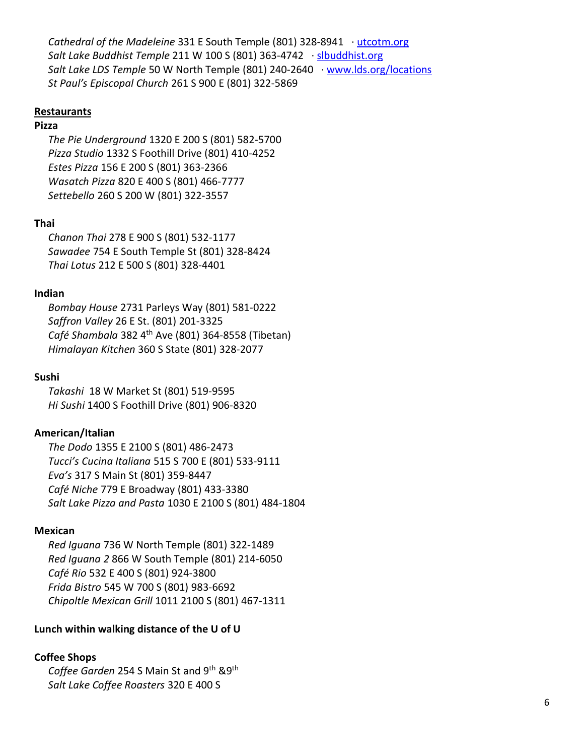*Cathedral of the Madeleine* 331 E South Temple (801) 328-8941 · [utcotm.org](utcotm.org)
*Salt Lake Buddhist Temple* 211 W 100 S (801) 363-4742 · [slbuddhist.org](slbuddhist.org)
*Salt Lake LDS Temple* 50 W North Temple (801) 240-2640 · [www.lds.org/locations](www.lds.org/locations)
*St Paul's Episcopal Church* 261 S 900 E (801) 322-5869

## Restaurants

**Pizza**

*The Pie Underground* 1320 E 200 S (801) 582-5700
*Pizza Studio* 1332 S Foothill Drive (801) 410-4252
*Estes Pizza* 156 E 200 S (801) 363-2366
*Wasatch Pizza* 820 E 400 S (801) 466-7777
*Settebello* 260 S 200 W (801) 322-3557

**Thai**

*Chanon Thai* 278 E 900 S (801) 532-1177
*Sawadee* 754 E South Temple St (801) 328-8424
*Thai Lotus* 212 E 500 S (801) 328-4401

**Indian**

*Bombay House* 2731 Parleys Way (801) 581-0222
*Saffron Valley* 26 E St. (801) 201-3325
*Café Shambala* 382 4th Ave (801) 364-8558 (Tibetan)
*Himalayan Kitchen* 360 S State (801) 328-2077

**Sushi**

*Takashi* 18 W Market St (801) 519-9595
*Hi Sushi* 1400 S Foothill Drive (801) 906-8320

**American/Italian**

*The Dodo* 1355 E 2100 S (801) 486-2473
*Tucci's Cucina Italiana* 515 S 700 E (801) 533-9111
*Eva's* 317 S Main St (801) 359-8447
*Café Niche* 779 E Broadway (801) 433-3380
*Salt Lake Pizza and Pasta* 1030 E 2100 S (801) 484-1804

**Mexican**

*Red Iguana* 736 W North Temple (801) 322-1489
*Red Iguana 2* 866 W South Temple (801) 214-6050
*Café Rio* 532 E 400 S (801) 924-3800
*Frida Bistro* 545 W 700 S (801) 983-6692
*Chipoltle Mexican Grill* 1011 2100 S (801) 467-1311

**Lunch within walking distance of the U of U**

**Coffee Shops**

*Coffee Garden* 254 S Main St and 9th &9th
*Salt Lake Coffee Roasters* 320 E 400 S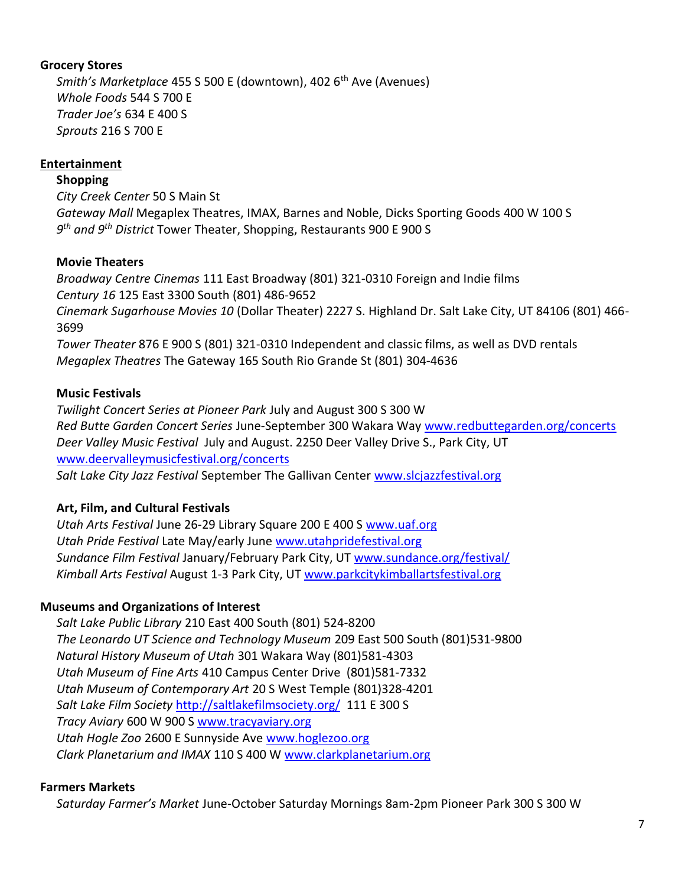**Grocery Stores**

*Smith's Marketplace* 455 S 500 E (downtown), 402 6th Ave (Avenues)
*Whole Foods* 544 S 700 E
*Trader Joe's* 634 E 400 S
*Sprouts* 216 S 700 E

**Entertainment**

**Shopping**

*City Creek Center* 50 S Main St
*Gateway Mall* Megaplex Theatres, IMAX, Barnes and Noble, Dicks Sporting Goods 400 W 100 S
*9th and 9th District* Tower Theater, Shopping, Restaurants 900 E 900 S

**Movie Theaters**

*Broadway Centre Cinemas* 111 East Broadway (801) 321-0310 Foreign and Indie films
*Century 16* 125 East 3300 South (801) 486-9652
*Cinemark Sugarhouse Movies 10* (Dollar Theater) 2227 S. Highland Dr. Salt Lake City, UT 84106 (801) 466-3699
*Tower Theater* 876 E 900 S (801) 321-0310 Independent and classic films, as well as DVD rentals
*Megaplex Theatres* The Gateway 165 South Rio Grande St (801) 304-4636

**Music Festivals**

*Twilight Concert Series at Pioneer Park* July and August 300 S 300 W
*Red Butte Garden Concert Series* June-September 300 Wakara Way www.redbuttegarden.org/concerts
*Deer Valley Music Festival* July and August. 2250 Deer Valley Drive S., Park City, UT www.deervalleymusicfestival.org/concerts
*Salt Lake City Jazz Festival* September The Gallivan Center www.slcjazzfestival.org

**Art, Film, and Cultural Festivals**

*Utah Arts Festival* June 26-29 Library Square 200 E 400 S www.uaf.org
*Utah Pride Festival* Late May/early June www.utahpridefestival.org
*Sundance Film Festival* January/February Park City, UT www.sundance.org/festival/
*Kimball Arts Festival* August 1-3 Park City, UT www.parkcitykimballartsfestival.org

**Museums and Organizations of Interest**

*Salt Lake Public Library* 210 East 400 South (801) 524-8200
*The Leonardo UT Science and Technology Museum* 209 East 500 South (801)531-9800
*Natural History Museum of Utah* 301 Wakara Way (801)581-4303
*Utah Museum of Fine Arts* 410 Campus Center Drive (801)581-7332
*Utah Museum of Contemporary Art* 20 S West Temple (801)328-4201
*Salt Lake Film Society* http://saltlakefilmsociety.org/ 111 E 300 S
*Tracy Aviary* 600 W 900 S www.tracyaviary.org
*Utah Hogle Zoo* 2600 E Sunnyside Ave www.hoglezoo.org
*Clark Planetarium and IMAX* 110 S 400 W www.clarkplanetarium.org

**Farmers Markets**

*Saturday Farmer's Market* June-October Saturday Mornings 8am-2pm Pioneer Park 300 S 300 W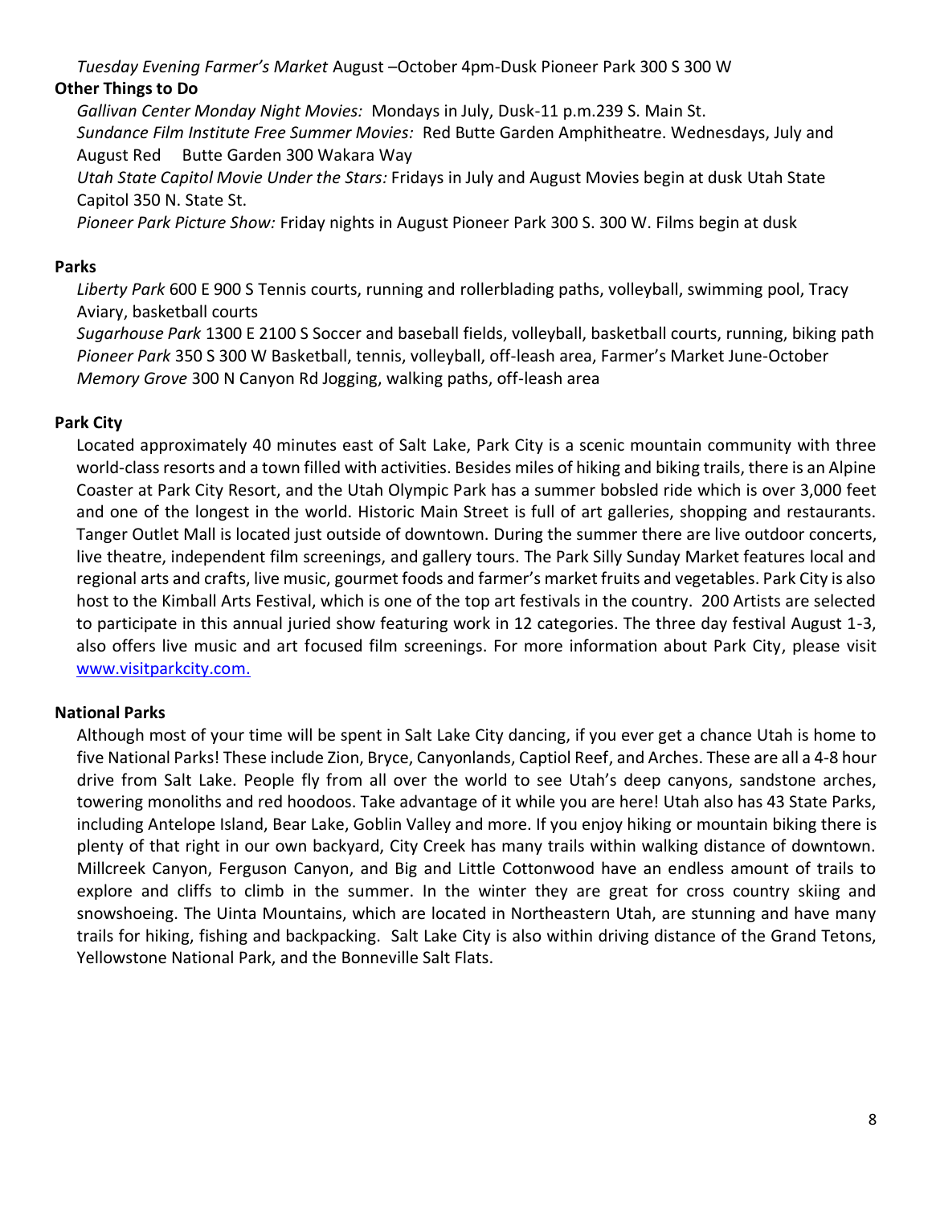*Tuesday Evening Farmer's Market* August –October 4pm-Dusk Pioneer Park 300 S 300 W

**Other Things to Do**

*Gallivan Center Monday Night Movies:* Mondays in July, Dusk-11 p.m.239 S. Main St.

*Sundance Film Institute Free Summer Movies:* Red Butte Garden Amphitheatre. Wednesdays, July and August Red Butte Garden 300 Wakara Way

*Utah State Capitol Movie Under the Stars:* Fridays in July and August Movies begin at dusk Utah State Capitol 350 N. State St.

*Pioneer Park Picture Show:* Friday nights in August Pioneer Park 300 S. 300 W. Films begin at dusk

**Parks**

*Liberty Park* 600 E 900 S Tennis courts, running and rollerblading paths, volleyball, swimming pool, Tracy Aviary, basketball courts

*Sugarhouse Park* 1300 E 2100 S Soccer and baseball fields, volleyball, basketball courts, running, biking path

*Pioneer Park* 350 S 300 W Basketball, tennis, volleyball, off-leash area, Farmer's Market June-October

*Memory Grove* 300 N Canyon Rd Jogging, walking paths, off-leash area

**Park City**

Located approximately 40 minutes east of Salt Lake, Park City is a scenic mountain community with three world-class resorts and a town filled with activities. Besides miles of hiking and biking trails, there is an Alpine Coaster at Park City Resort, and the Utah Olympic Park has a summer bobsled ride which is over 3,000 feet and one of the longest in the world. Historic Main Street is full of art galleries, shopping and restaurants. Tanger Outlet Mall is located just outside of downtown. During the summer there are live outdoor concerts, live theatre, independent film screenings, and gallery tours. The Park Silly Sunday Market features local and regional arts and crafts, live music, gourmet foods and farmer's market fruits and vegetables. Park City is also host to the Kimball Arts Festival, which is one of the top art festivals in the country. 200 Artists are selected to participate in this annual juried show featuring work in 12 categories. The three day festival August 1-3, also offers live music and art focused film screenings. For more information about Park City, please visit [www.visitparkcity.com.](www.visitparkcity.com)

**National Parks**

Although most of your time will be spent in Salt Lake City dancing, if you ever get a chance Utah is home to five National Parks! These include Zion, Bryce, Canyonlands, Captiol Reef, and Arches. These are all a 4-8 hour drive from Salt Lake. People fly from all over the world to see Utah's deep canyons, sandstone arches, towering monoliths and red hoodoos. Take advantage of it while you are here! Utah also has 43 State Parks, including Antelope Island, Bear Lake, Goblin Valley and more. If you enjoy hiking or mountain biking there is plenty of that right in our own backyard, City Creek has many trails within walking distance of downtown. Millcreek Canyon, Ferguson Canyon, and Big and Little Cottonwood have an endless amount of trails to explore and cliffs to climb in the summer. In the winter they are great for cross country skiing and snowshoeing. The Uinta Mountains, which are located in Northeastern Utah, are stunning and have many trails for hiking, fishing and backpacking. Salt Lake City is also within driving distance of the Grand Tetons, Yellowstone National Park, and the Bonneville Salt Flats.